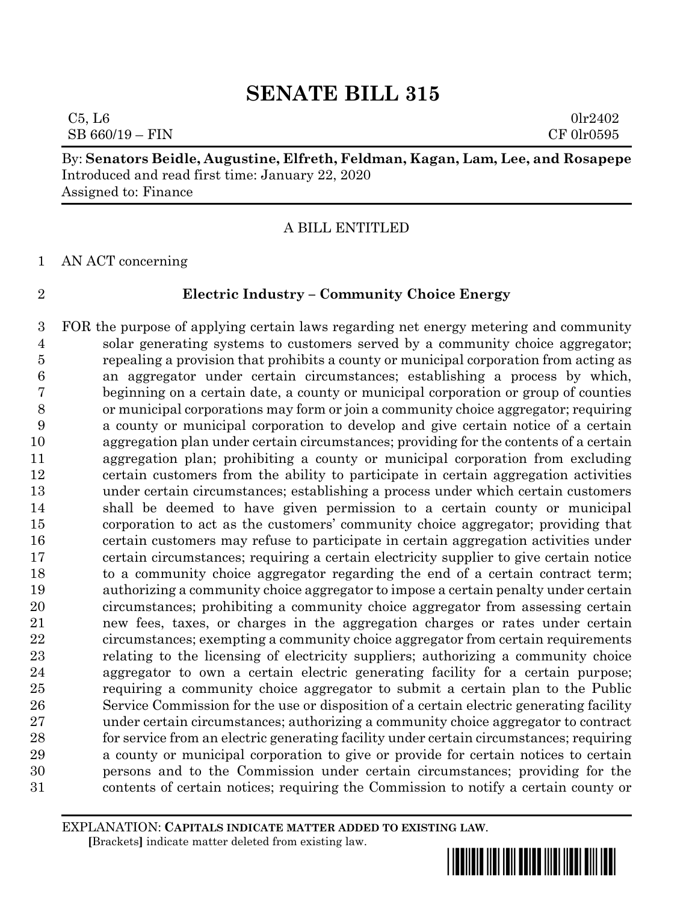# SENATE BILL 315

C5, L6 0lr2402
SB 660/19 – FIN CF 0lr0595

By: **Senators Beidle, Augustine, Elfreth, Feldman, Kagan, Lam, Lee, and Rosapepe**
Introduced and read first time: January 22, 2020
Assigned to: Finance

A BILL ENTITLED

1 AN ACT concerning

2 **Electric Industry – Community Choice Energy**

3 FOR the purpose of applying certain laws regarding net energy metering and community
4 solar generating systems to customers served by a community choice aggregator;
5 repealing a provision that prohibits a county or municipal corporation from acting as
6 an aggregator under certain circumstances; establishing a process by which,
7 beginning on a certain date, a county or municipal corporation or group of counties
8 or municipal corporations may form or join a community choice aggregator; requiring
9 a county or municipal corporation to develop and give certain notice of a certain
10 aggregation plan under certain circumstances; providing for the contents of a certain
11 aggregation plan; prohibiting a county or municipal corporation from excluding
12 certain customers from the ability to participate in certain aggregation activities
13 under certain circumstances; establishing a process under which certain customers
14 shall be deemed to have given permission to a certain county or municipal
15 corporation to act as the customers' community choice aggregator; providing that
16 certain customers may refuse to participate in certain aggregation activities under
17 certain circumstances; requiring a certain electricity supplier to give certain notice
18 to a community choice aggregator regarding the end of a certain contract term;
19 authorizing a community choice aggregator to impose a certain penalty under certain
20 circumstances; prohibiting a community choice aggregator from assessing certain
21 new fees, taxes, or charges in the aggregation charges or rates under certain
22 circumstances; exempting a community choice aggregator from certain requirements
23 relating to the licensing of electricity suppliers; authorizing a community choice
24 aggregator to own a certain electric generating facility for a certain purpose;
25 requiring a community choice aggregator to submit a certain plan to the Public
26 Service Commission for the use or disposition of a certain electric generating facility
27 under certain circumstances; authorizing a community choice aggregator to contract
28 for service from an electric generating facility under certain circumstances; requiring
29 a county or municipal corporation to give or provide for certain notices to certain
30 persons and to the Commission under certain circumstances; providing for the
31 contents of certain notices; requiring the Commission to notify a certain county or

EXPLANATION: **CAPITALS INDICATE MATTER ADDED TO EXISTING LAW.**
[Brackets] indicate matter deleted from existing law.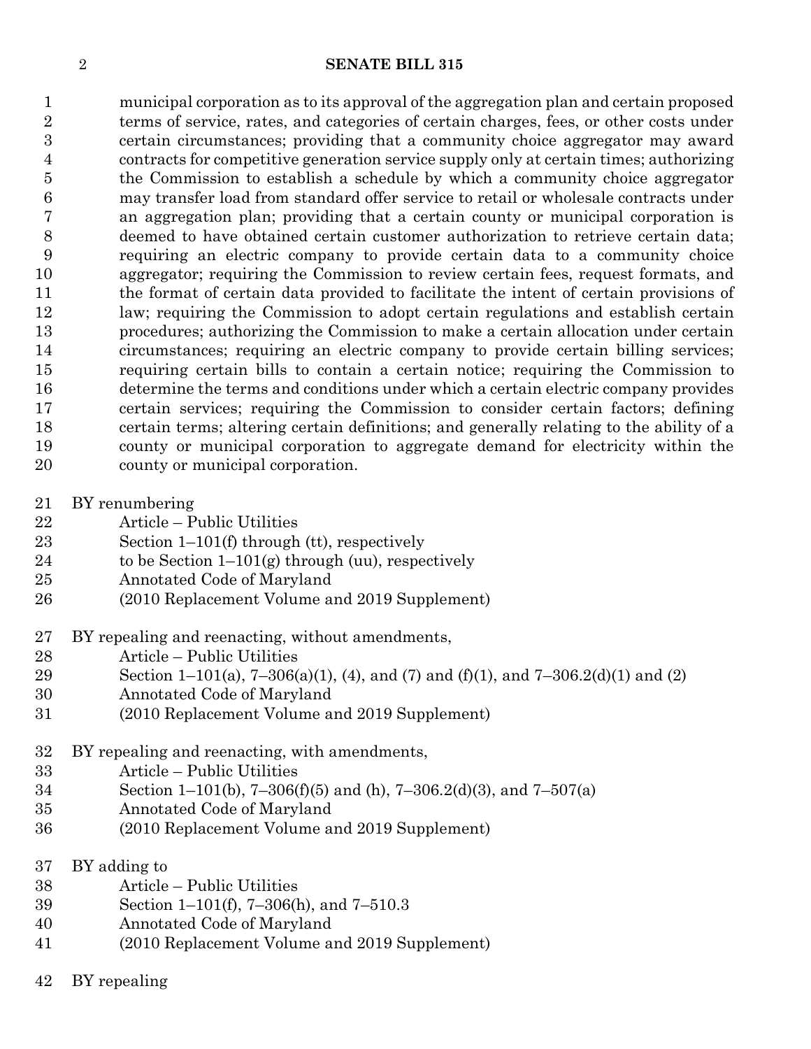municipal corporation as to its approval of the aggregation plan and certain proposed terms of service, rates, and categories of certain charges, fees, or other costs under certain circumstances; providing that a community choice aggregator may award contracts for competitive generation service supply only at certain times; authorizing the Commission to establish a schedule by which a community choice aggregator may transfer load from standard offer service to retail or wholesale contracts under an aggregation plan; providing that a certain county or municipal corporation is deemed to have obtained certain customer authorization to retrieve certain data; requiring an electric company to provide certain data to a community choice aggregator; requiring the Commission to review certain fees, request formats, and the format of certain data provided to facilitate the intent of certain provisions of law; requiring the Commission to adopt certain regulations and establish certain procedures; authorizing the Commission to make a certain allocation under certain circumstances; requiring an electric company to provide certain billing services; requiring certain bills to contain a certain notice; requiring the Commission to determine the terms and conditions under which a certain electric company provides certain services; requiring the Commission to consider certain factors; defining certain terms; altering certain definitions; and generally relating to the ability of a county or municipal corporation to aggregate demand for electricity within the county or municipal corporation.

BY renumbering
Article – Public Utilities
Section 1–101(f) through (tt), respectively
to be Section 1–101(g) through (uu), respectively
Annotated Code of Maryland
(2010 Replacement Volume and 2019 Supplement)

BY repealing and reenacting, without amendments,
Article – Public Utilities
Section 1–101(a), 7–306(a)(1), (4), and (7) and (f)(1), and 7–306.2(d)(1) and (2)
Annotated Code of Maryland
(2010 Replacement Volume and 2019 Supplement)

BY repealing and reenacting, with amendments,
Article – Public Utilities
Section 1–101(b), 7–306(f)(5) and (h), 7–306.2(d)(3), and 7–507(a)
Annotated Code of Maryland
(2010 Replacement Volume and 2019 Supplement)

BY adding to
Article – Public Utilities
Section 1–101(f), 7–306(h), and 7–510.3
Annotated Code of Maryland
(2010 Replacement Volume and 2019 Supplement)

BY repealing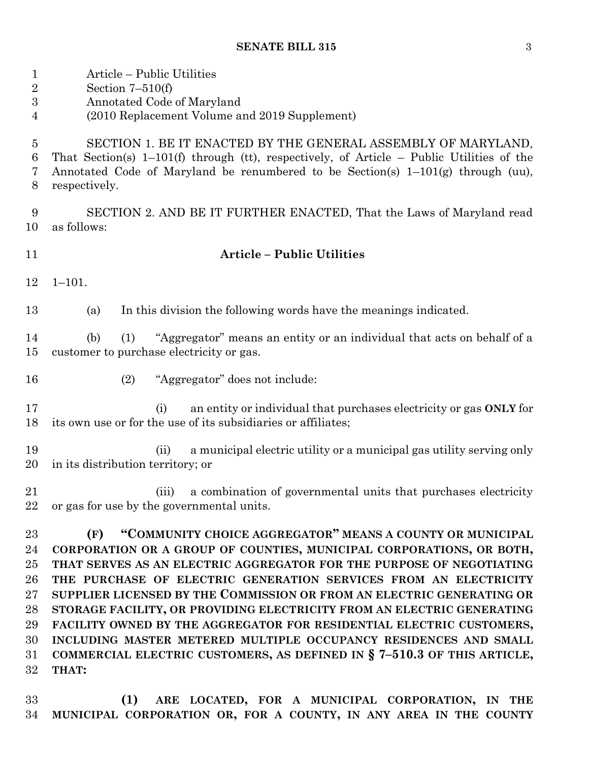Article – Public Utilities
Section 7–510(f)
Annotated Code of Maryland
(2010 Replacement Volume and 2019 Supplement)

SECTION 1. BE IT ENACTED BY THE GENERAL ASSEMBLY OF MARYLAND, That Section(s) 1–101(f) through (tt), respectively, of Article – Public Utilities of the Annotated Code of Maryland be renumbered to be Section(s) 1–101(g) through (uu), respectively.

SECTION 2. AND BE IT FURTHER ENACTED, That the Laws of Maryland read as follows:

## Article – Public Utilities

1–101.

(a) In this division the following words have the meanings indicated.

(b) (1) "Aggregator" means an entity or an individual that acts on behalf of a customer to purchase electricity or gas.

(2) "Aggregator" does not include:

(i) an entity or individual that purchases electricity or gas **ONLY** for its own use or for the use of its subsidiaries or affiliates;

(ii) a municipal electric utility or a municipal gas utility serving only in its distribution territory; or

(iii) a combination of governmental units that purchases electricity or gas for use by the governmental units.

**(F) "COMMUNITY CHOICE AGGREGATOR" MEANS A COUNTY OR MUNICIPAL CORPORATION OR A GROUP OF COUNTIES, MUNICIPAL CORPORATIONS, OR BOTH, THAT SERVES AS AN ELECTRIC AGGREGATOR FOR THE PURPOSE OF NEGOTIATING THE PURCHASE OF ELECTRIC GENERATION SERVICES FROM AN ELECTRICITY SUPPLIER LICENSED BY THE COMMISSION OR FROM AN ELECTRIC GENERATING OR STORAGE FACILITY, OR PROVIDING ELECTRICITY FROM AN ELECTRIC GENERATING FACILITY OWNED BY THE AGGREGATOR FOR RESIDENTIAL ELECTRIC CUSTOMERS, INCLUDING MASTER METERED MULTIPLE OCCUPANCY RESIDENCES AND SMALL COMMERCIAL ELECTRIC CUSTOMERS, AS DEFINED IN § 7–510.3 OF THIS ARTICLE, THAT:**

**(1) ARE LOCATED, FOR A MUNICIPAL CORPORATION, IN THE MUNICIPAL CORPORATION OR, FOR A COUNTY, IN ANY AREA IN THE COUNTY**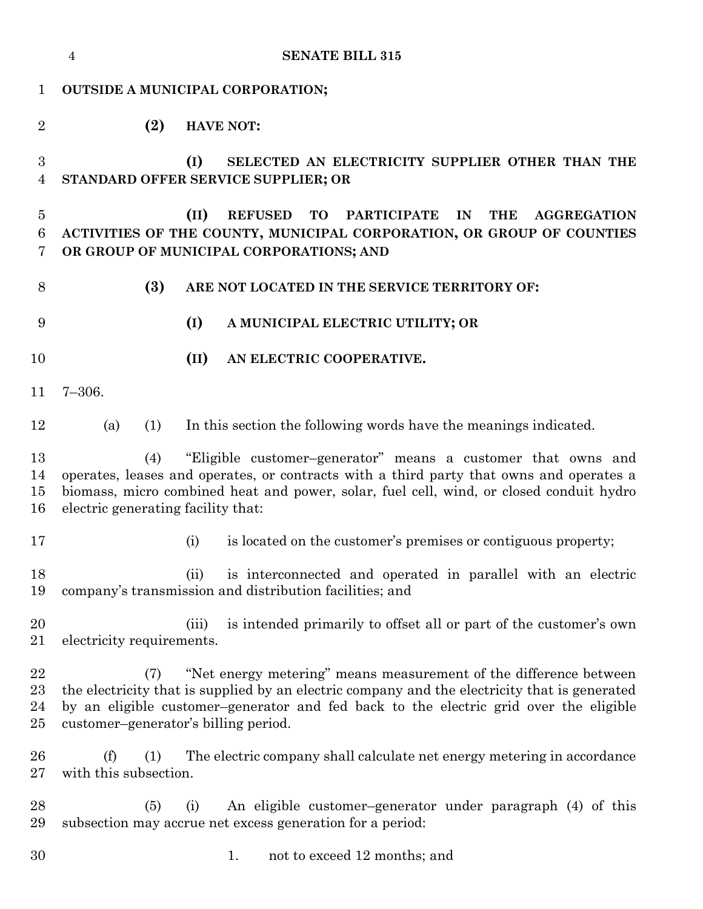**OUTSIDE A MUNICIPAL CORPORATION;**

**(2) HAVE NOT:**

**(I) SELECTED AN ELECTRICITY SUPPLIER OTHER THAN THE STANDARD OFFER SERVICE SUPPLIER; OR**

**(II) REFUSED TO PARTICIPATE IN THE AGGREGATION ACTIVITIES OF THE COUNTY, MUNICIPAL CORPORATION, OR GROUP OF COUNTIES OR GROUP OF MUNICIPAL CORPORATIONS; AND**

**(3) ARE NOT LOCATED IN THE SERVICE TERRITORY OF:**

**(I) A MUNICIPAL ELECTRIC UTILITY; OR**

**(II) AN ELECTRIC COOPERATIVE.**

7–306.

(a) (1) In this section the following words have the meanings indicated.

(4) "Eligible customer–generator" means a customer that owns and operates, leases and operates, or contracts with a third party that owns and operates a biomass, micro combined heat and power, solar, fuel cell, wind, or closed conduit hydro electric generating facility that:

(i) is located on the customer's premises or contiguous property;

(ii) is interconnected and operated in parallel with an electric company's transmission and distribution facilities; and

(iii) is intended primarily to offset all or part of the customer's own electricity requirements.

(7) "Net energy metering" means measurement of the difference between the electricity that is supplied by an electric company and the electricity that is generated by an eligible customer–generator and fed back to the electric grid over the eligible customer–generator's billing period.

(f) (1) The electric company shall calculate net energy metering in accordance with this subsection.

(5) (i) An eligible customer–generator under paragraph (4) of this subsection may accrue net excess generation for a period:

1. not to exceed 12 months; and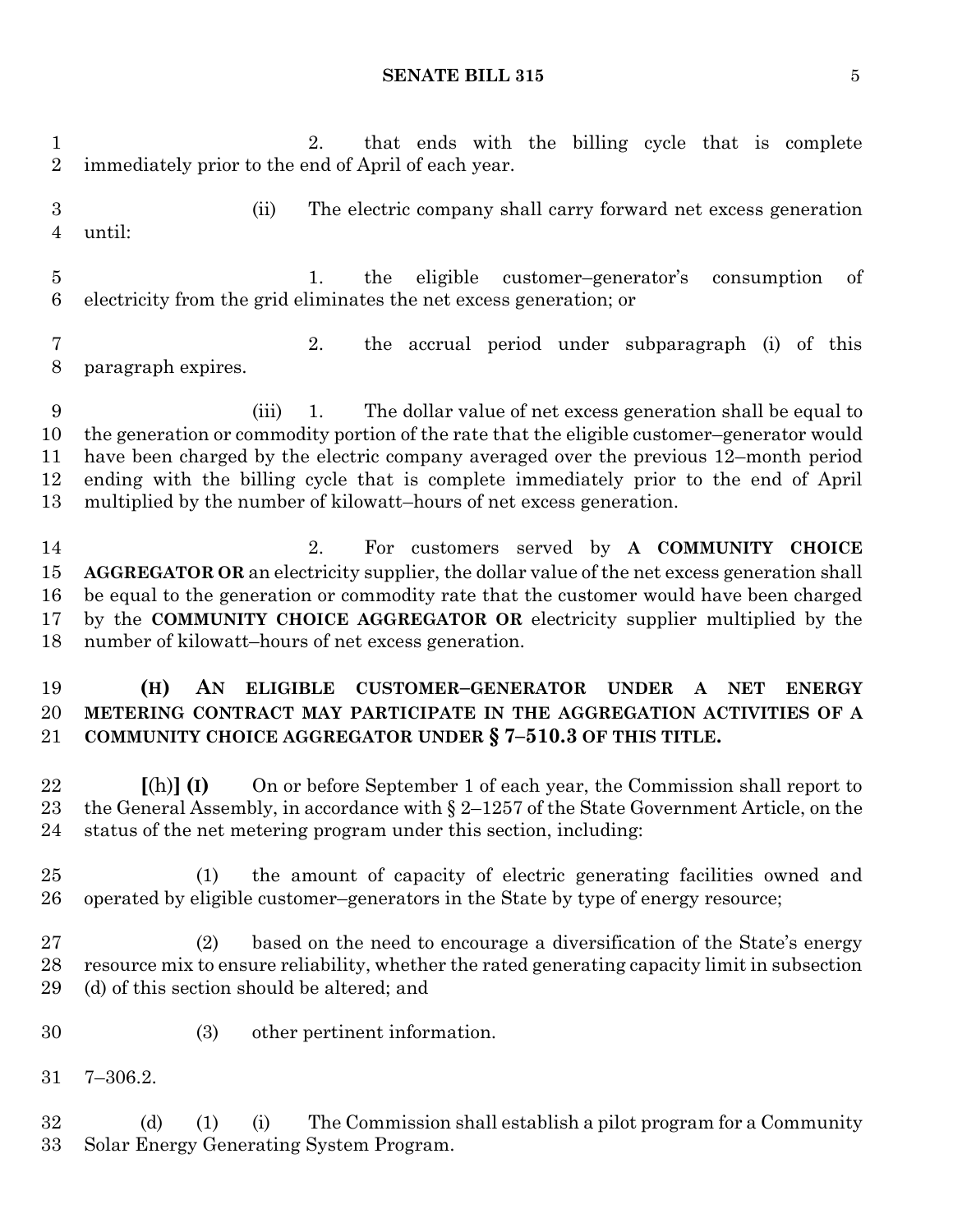2. that ends with the billing cycle that is complete immediately prior to the end of April of each year.

(ii) The electric company shall carry forward net excess generation until:

1. the eligible customer–generator's consumption of electricity from the grid eliminates the net excess generation; or

2. the accrual period under subparagraph (i) of this paragraph expires.

(iii) 1. The dollar value of net excess generation shall be equal to the generation or commodity portion of the rate that the eligible customer–generator would have been charged by the electric company averaged over the previous 12–month period ending with the billing cycle that is complete immediately prior to the end of April multiplied by the number of kilowatt–hours of net excess generation.

2. For customers served by **A COMMUNITY CHOICE AGGREGATOR OR** an electricity supplier, the dollar value of the net excess generation shall be equal to the generation or commodity rate that the customer would have been charged by the **COMMUNITY CHOICE AGGREGATOR OR** electricity supplier multiplied by the number of kilowatt–hours of net excess generation.

**(H) AN ELIGIBLE CUSTOMER–GENERATOR UNDER A NET ENERGY METERING CONTRACT MAY PARTICIPATE IN THE AGGREGATION ACTIVITIES OF A COMMUNITY CHOICE AGGREGATOR UNDER § 7–510.3 OF THIS TITLE.**

**[**(h)**] (I)** On or before September 1 of each year, the Commission shall report to the General Assembly, in accordance with § 2–1257 of the State Government Article, on the status of the net metering program under this section, including:

(1) the amount of capacity of electric generating facilities owned and operated by eligible customer–generators in the State by type of energy resource;

(2) based on the need to encourage a diversification of the State's energy resource mix to ensure reliability, whether the rated generating capacity limit in subsection (d) of this section should be altered; and

(3) other pertinent information.

7–306.2.

(d) (1) (i) The Commission shall establish a pilot program for a Community Solar Energy Generating System Program.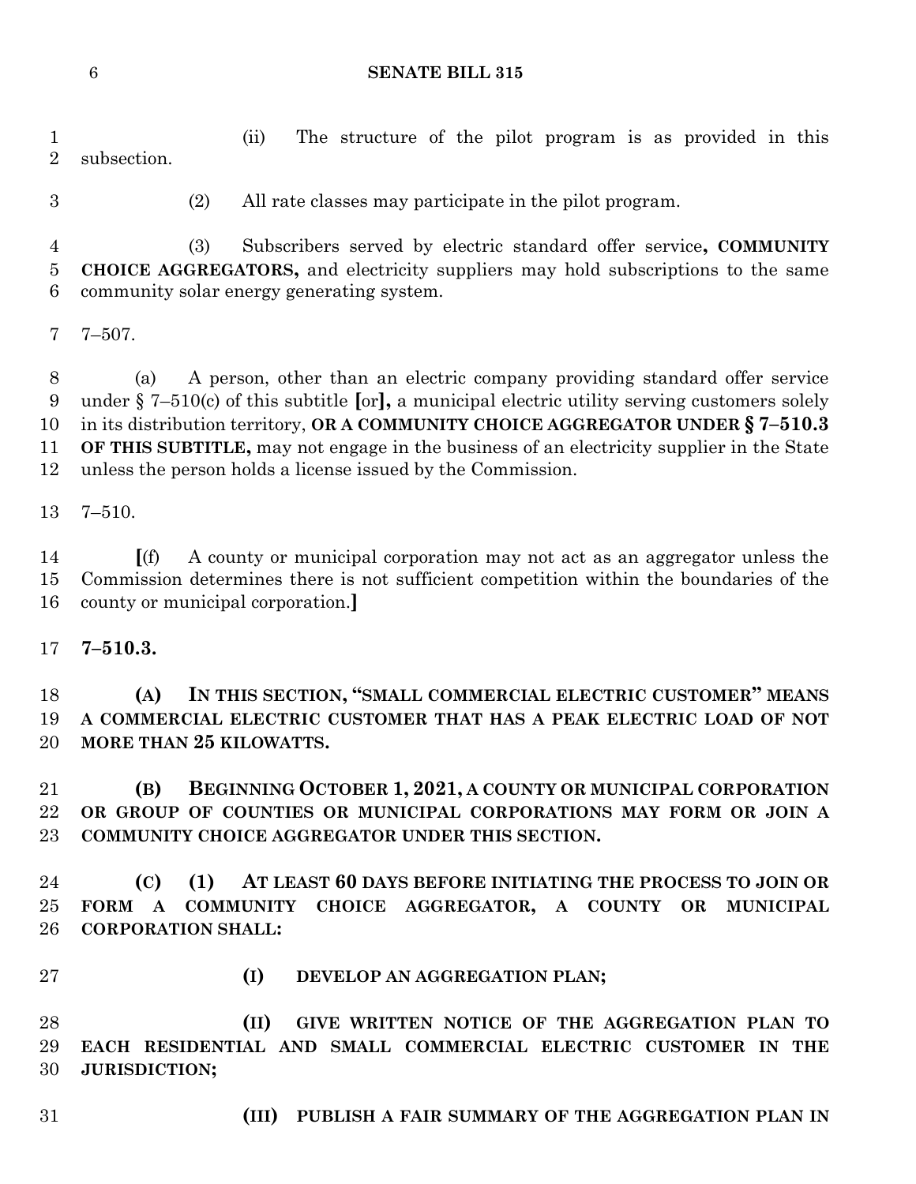(ii) The structure of the pilot program is as provided in this subsection.

(2) All rate classes may participate in the pilot program.

(3) Subscribers served by electric standard offer service**, COMMUNITY CHOICE AGGREGATORS,** and electricity suppliers may hold subscriptions to the same community solar energy generating system.

7–507.

(a) A person, other than an electric company providing standard offer service under § 7–510(c) of this subtitle **[**or**],** a municipal electric utility serving customers solely in its distribution territory, **OR A COMMUNITY CHOICE AGGREGATOR UNDER § 7–510.3 OF THIS SUBTITLE,** may not engage in the business of an electricity supplier in the State unless the person holds a license issued by the Commission.

7–510.

**[**(f) A county or municipal corporation may not act as an aggregator unless the Commission determines there is not sufficient competition within the boundaries of the county or municipal corporation.**]**

**7–510.3.**

**(A) IN THIS SECTION, "SMALL COMMERCIAL ELECTRIC CUSTOMER" MEANS A COMMERCIAL ELECTRIC CUSTOMER THAT HAS A PEAK ELECTRIC LOAD OF NOT MORE THAN 25 KILOWATTS.**

**(B) BEGINNING OCTOBER 1, 2021, A COUNTY OR MUNICIPAL CORPORATION OR GROUP OF COUNTIES OR MUNICIPAL CORPORATIONS MAY FORM OR JOIN A COMMUNITY CHOICE AGGREGATOR UNDER THIS SECTION.**

**(C) (1) AT LEAST 60 DAYS BEFORE INITIATING THE PROCESS TO JOIN OR FORM A COMMUNITY CHOICE AGGREGATOR, A COUNTY OR MUNICIPAL CORPORATION SHALL:**

**(I) DEVELOP AN AGGREGATION PLAN;**

**(II) GIVE WRITTEN NOTICE OF THE AGGREGATION PLAN TO EACH RESIDENTIAL AND SMALL COMMERCIAL ELECTRIC CUSTOMER IN THE JURISDICTION;**

**(III) PUBLISH A FAIR SUMMARY OF THE AGGREGATION PLAN IN**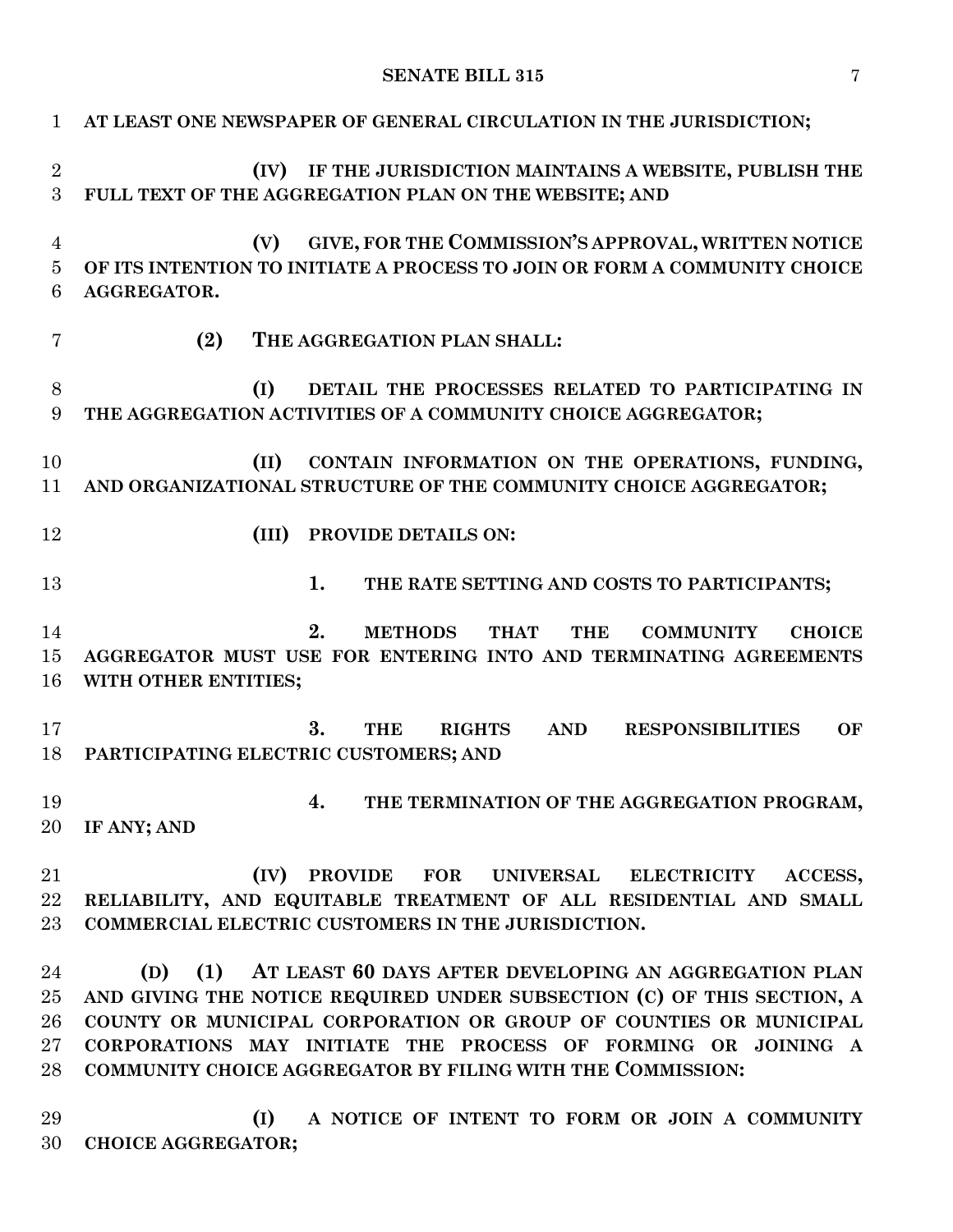**AT LEAST ONE NEWSPAPER OF GENERAL CIRCULATION IN THE JURISDICTION;**

**(IV) IF THE JURISDICTION MAINTAINS A WEBSITE, PUBLISH THE FULL TEXT OF THE AGGREGATION PLAN ON THE WEBSITE; AND**

**(V) GIVE, FOR THE COMMISSION'S APPROVAL, WRITTEN NOTICE OF ITS INTENTION TO INITIATE A PROCESS TO JOIN OR FORM A COMMUNITY CHOICE AGGREGATOR.**

**(2) THE AGGREGATION PLAN SHALL:**

**(I) DETAIL THE PROCESSES RELATED TO PARTICIPATING IN THE AGGREGATION ACTIVITIES OF A COMMUNITY CHOICE AGGREGATOR;**

**(II) CONTAIN INFORMATION ON THE OPERATIONS, FUNDING, AND ORGANIZATIONAL STRUCTURE OF THE COMMUNITY CHOICE AGGREGATOR;**

**(III) PROVIDE DETAILS ON:**

**1. THE RATE SETTING AND COSTS TO PARTICIPANTS;**

**2. METHODS THAT THE COMMUNITY CHOICE AGGREGATOR MUST USE FOR ENTERING INTO AND TERMINATING AGREEMENTS WITH OTHER ENTITIES;**

**3. THE RIGHTS AND RESPONSIBILITIES OF PARTICIPATING ELECTRIC CUSTOMERS; AND**

**4. THE TERMINATION OF THE AGGREGATION PROGRAM, IF ANY; AND**

**(IV) PROVIDE FOR UNIVERSAL ELECTRICITY ACCESS, RELIABILITY, AND EQUITABLE TREATMENT OF ALL RESIDENTIAL AND SMALL COMMERCIAL ELECTRIC CUSTOMERS IN THE JURISDICTION.**

**(D) (1) AT LEAST 60 DAYS AFTER DEVELOPING AN AGGREGATION PLAN AND GIVING THE NOTICE REQUIRED UNDER SUBSECTION (C) OF THIS SECTION, A COUNTY OR MUNICIPAL CORPORATION OR GROUP OF COUNTIES OR MUNICIPAL CORPORATIONS MAY INITIATE THE PROCESS OF FORMING OR JOINING A COMMUNITY CHOICE AGGREGATOR BY FILING WITH THE COMMISSION:**

**(I) A NOTICE OF INTENT TO FORM OR JOIN A COMMUNITY CHOICE AGGREGATOR;**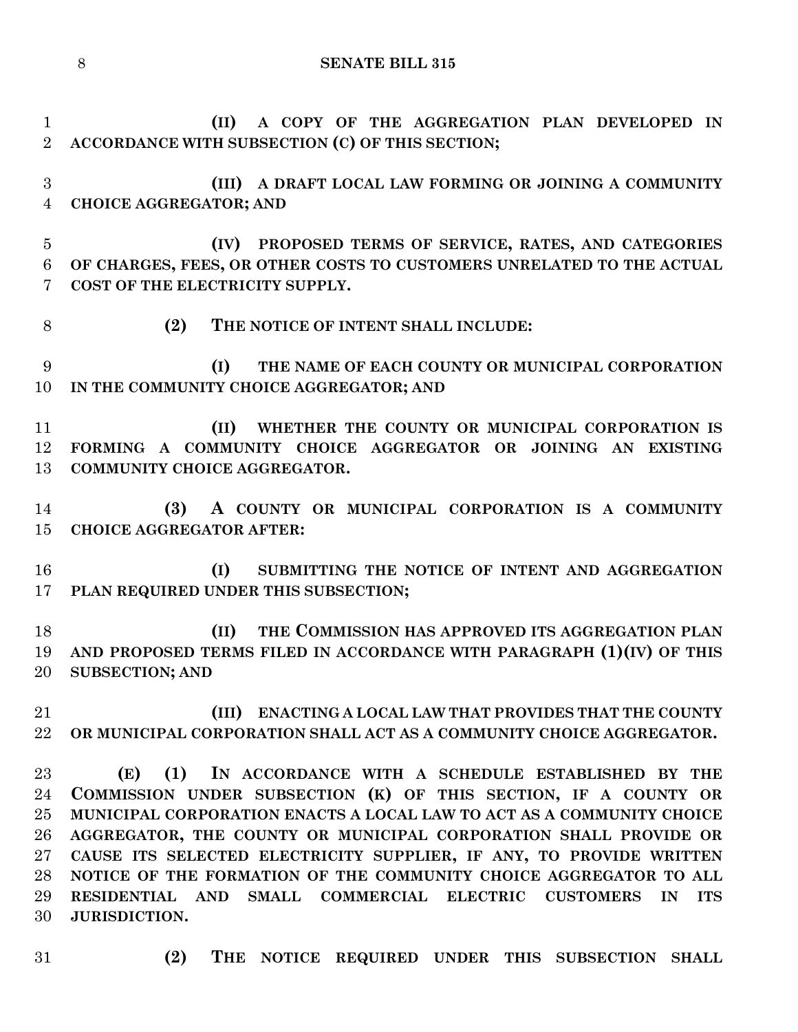**(II) A COPY OF THE AGGREGATION PLAN DEVELOPED IN ACCORDANCE WITH SUBSECTION (C) OF THIS SECTION;**

**(III) A DRAFT LOCAL LAW FORMING OR JOINING A COMMUNITY CHOICE AGGREGATOR; AND**

**(IV) PROPOSED TERMS OF SERVICE, RATES, AND CATEGORIES OF CHARGES, FEES, OR OTHER COSTS TO CUSTOMERS UNRELATED TO THE ACTUAL COST OF THE ELECTRICITY SUPPLY.**

**(2) THE NOTICE OF INTENT SHALL INCLUDE:**

**(I) THE NAME OF EACH COUNTY OR MUNICIPAL CORPORATION IN THE COMMUNITY CHOICE AGGREGATOR; AND**

**(II) WHETHER THE COUNTY OR MUNICIPAL CORPORATION IS FORMING A COMMUNITY CHOICE AGGREGATOR OR JOINING AN EXISTING COMMUNITY CHOICE AGGREGATOR.**

**(3) A COUNTY OR MUNICIPAL CORPORATION IS A COMMUNITY CHOICE AGGREGATOR AFTER:**

**(I) SUBMITTING THE NOTICE OF INTENT AND AGGREGATION PLAN REQUIRED UNDER THIS SUBSECTION;**

**(II) THE COMMISSION HAS APPROVED ITS AGGREGATION PLAN AND PROPOSED TERMS FILED IN ACCORDANCE WITH PARAGRAPH (1)(IV) OF THIS SUBSECTION; AND**

**(III) ENACTING A LOCAL LAW THAT PROVIDES THAT THE COUNTY OR MUNICIPAL CORPORATION SHALL ACT AS A COMMUNITY CHOICE AGGREGATOR.**

**(E) (1) IN ACCORDANCE WITH A SCHEDULE ESTABLISHED BY THE COMMISSION UNDER SUBSECTION (K) OF THIS SECTION, IF A COUNTY OR MUNICIPAL CORPORATION ENACTS A LOCAL LAW TO ACT AS A COMMUNITY CHOICE AGGREGATOR, THE COUNTY OR MUNICIPAL CORPORATION SHALL PROVIDE OR CAUSE ITS SELECTED ELECTRICITY SUPPLIER, IF ANY, TO PROVIDE WRITTEN NOTICE OF THE FORMATION OF THE COMMUNITY CHOICE AGGREGATOR TO ALL RESIDENTIAL AND SMALL COMMERCIAL ELECTRIC CUSTOMERS IN ITS JURISDICTION.**

**(2) THE NOTICE REQUIRED UNDER THIS SUBSECTION SHALL**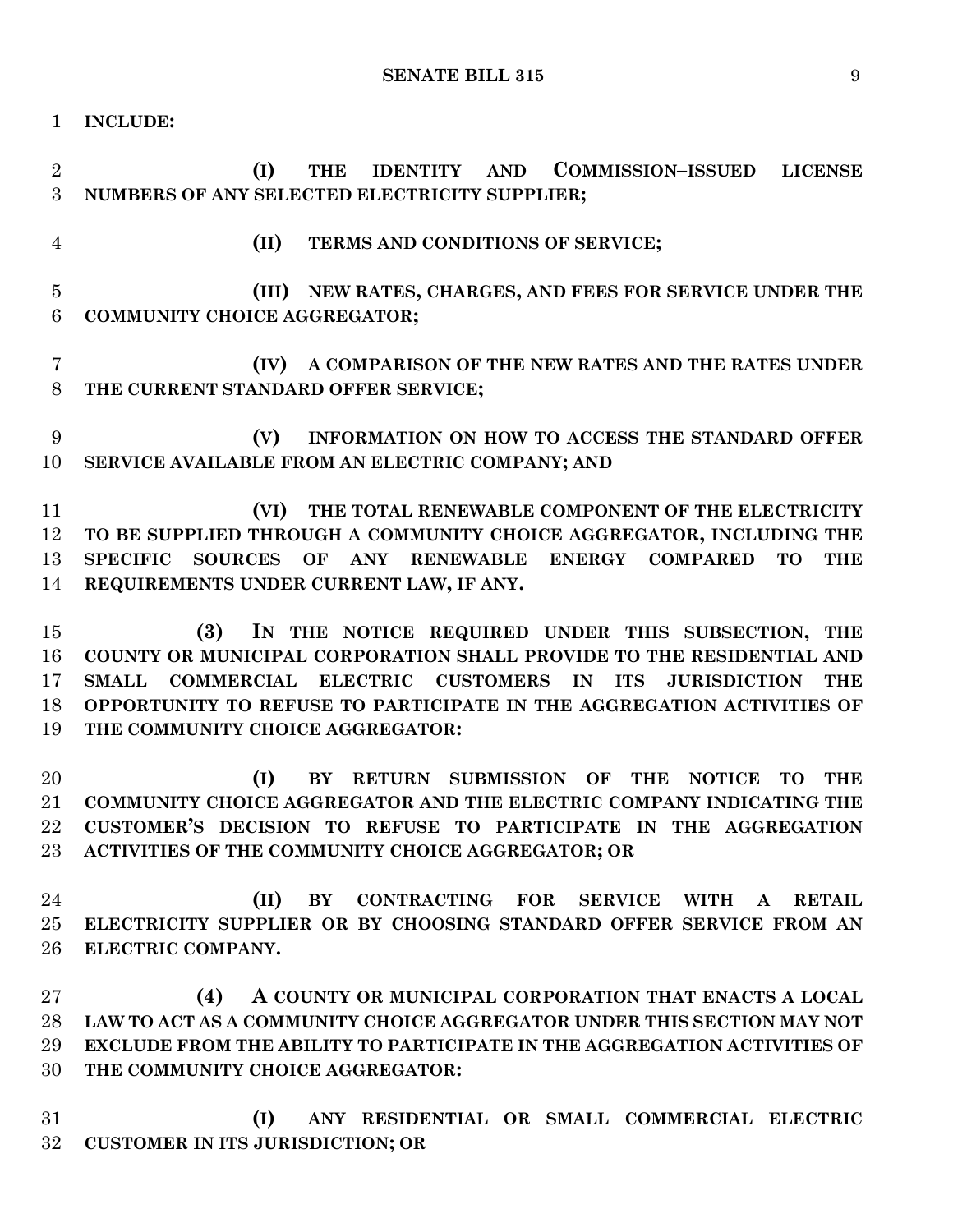**INCLUDE:**

**(I) THE IDENTITY AND COMMISSION–ISSUED LICENSE NUMBERS OF ANY SELECTED ELECTRICITY SUPPLIER;**

**(II) TERMS AND CONDITIONS OF SERVICE;**

**(III) NEW RATES, CHARGES, AND FEES FOR SERVICE UNDER THE COMMUNITY CHOICE AGGREGATOR;**

**(IV) A COMPARISON OF THE NEW RATES AND THE RATES UNDER THE CURRENT STANDARD OFFER SERVICE;**

**(V) INFORMATION ON HOW TO ACCESS THE STANDARD OFFER SERVICE AVAILABLE FROM AN ELECTRIC COMPANY; AND**

**(VI) THE TOTAL RENEWABLE COMPONENT OF THE ELECTRICITY TO BE SUPPLIED THROUGH A COMMUNITY CHOICE AGGREGATOR, INCLUDING THE SPECIFIC SOURCES OF ANY RENEWABLE ENERGY COMPARED TO THE REQUIREMENTS UNDER CURRENT LAW, IF ANY.**

**(3) IN THE NOTICE REQUIRED UNDER THIS SUBSECTION, THE COUNTY OR MUNICIPAL CORPORATION SHALL PROVIDE TO THE RESIDENTIAL AND SMALL COMMERCIAL ELECTRIC CUSTOMERS IN ITS JURISDICTION THE OPPORTUNITY TO REFUSE TO PARTICIPATE IN THE AGGREGATION ACTIVITIES OF THE COMMUNITY CHOICE AGGREGATOR:**

**(I) BY RETURN SUBMISSION OF THE NOTICE TO THE COMMUNITY CHOICE AGGREGATOR AND THE ELECTRIC COMPANY INDICATING THE CUSTOMER'S DECISION TO REFUSE TO PARTICIPATE IN THE AGGREGATION ACTIVITIES OF THE COMMUNITY CHOICE AGGREGATOR; OR**

**(II) BY CONTRACTING FOR SERVICE WITH A RETAIL ELECTRICITY SUPPLIER OR BY CHOOSING STANDARD OFFER SERVICE FROM AN ELECTRIC COMPANY.**

**(4) A COUNTY OR MUNICIPAL CORPORATION THAT ENACTS A LOCAL LAW TO ACT AS A COMMUNITY CHOICE AGGREGATOR UNDER THIS SECTION MAY NOT EXCLUDE FROM THE ABILITY TO PARTICIPATE IN THE AGGREGATION ACTIVITIES OF THE COMMUNITY CHOICE AGGREGATOR:**

**(I) ANY RESIDENTIAL OR SMALL COMMERCIAL ELECTRIC CUSTOMER IN ITS JURISDICTION; OR**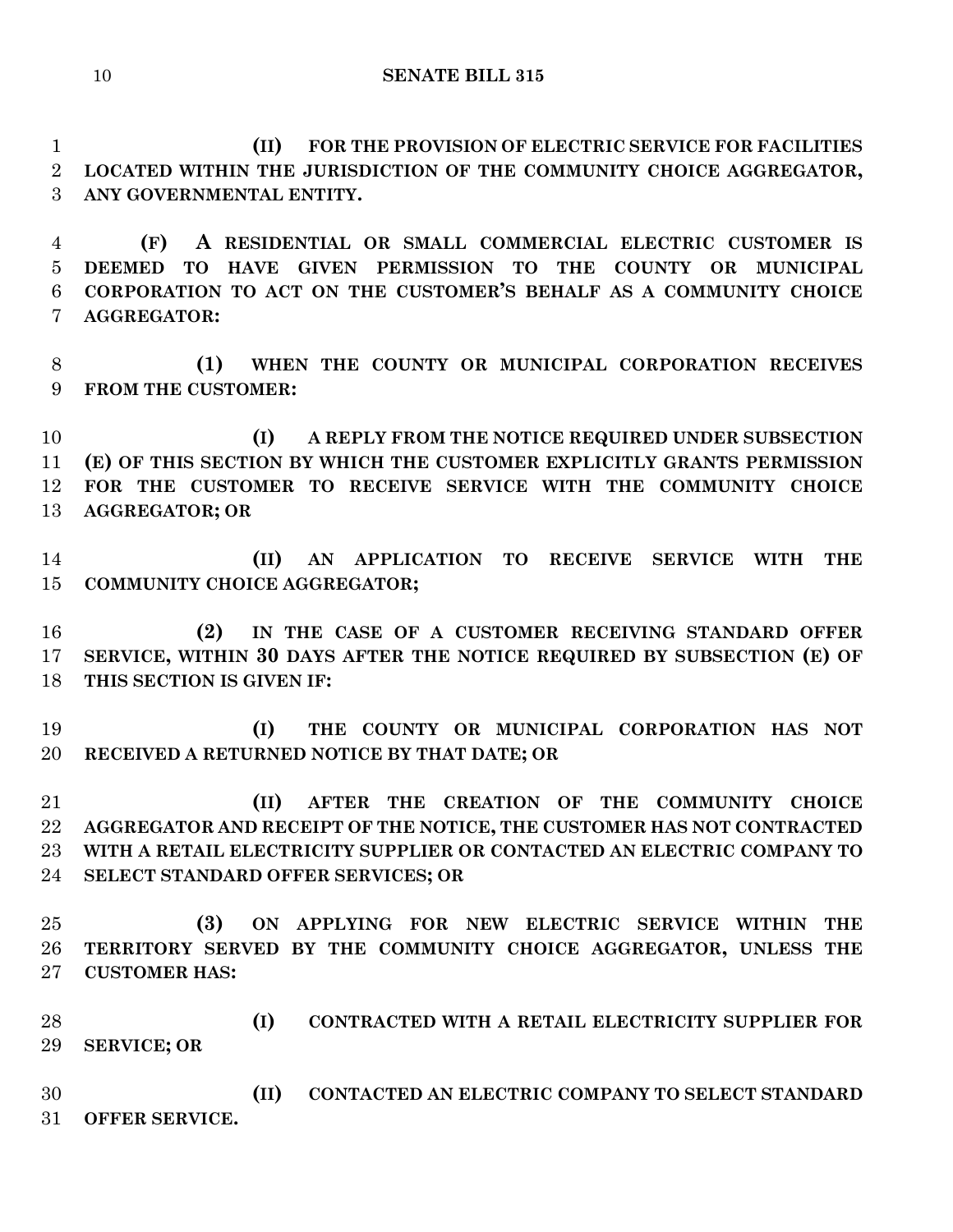**(II) FOR THE PROVISION OF ELECTRIC SERVICE FOR FACILITIES LOCATED WITHIN THE JURISDICTION OF THE COMMUNITY CHOICE AGGREGATOR, ANY GOVERNMENTAL ENTITY.**

**(F) A RESIDENTIAL OR SMALL COMMERCIAL ELECTRIC CUSTOMER IS DEEMED TO HAVE GIVEN PERMISSION TO THE COUNTY OR MUNICIPAL CORPORATION TO ACT ON THE CUSTOMER'S BEHALF AS A COMMUNITY CHOICE AGGREGATOR:**

**(1) WHEN THE COUNTY OR MUNICIPAL CORPORATION RECEIVES FROM THE CUSTOMER:**

**(I) A REPLY FROM THE NOTICE REQUIRED UNDER SUBSECTION (E) OF THIS SECTION BY WHICH THE CUSTOMER EXPLICITLY GRANTS PERMISSION FOR THE CUSTOMER TO RECEIVE SERVICE WITH THE COMMUNITY CHOICE AGGREGATOR; OR**

**(II) AN APPLICATION TO RECEIVE SERVICE WITH THE COMMUNITY CHOICE AGGREGATOR;**

**(2) IN THE CASE OF A CUSTOMER RECEIVING STANDARD OFFER SERVICE, WITHIN 30 DAYS AFTER THE NOTICE REQUIRED BY SUBSECTION (E) OF THIS SECTION IS GIVEN IF:**

**(I) THE COUNTY OR MUNICIPAL CORPORATION HAS NOT RECEIVED A RETURNED NOTICE BY THAT DATE; OR**

**(II) AFTER THE CREATION OF THE COMMUNITY CHOICE AGGREGATOR AND RECEIPT OF THE NOTICE, THE CUSTOMER HAS NOT CONTRACTED WITH A RETAIL ELECTRICITY SUPPLIER OR CONTACTED AN ELECTRIC COMPANY TO SELECT STANDARD OFFER SERVICES; OR**

**(3) ON APPLYING FOR NEW ELECTRIC SERVICE WITHIN THE TERRITORY SERVED BY THE COMMUNITY CHOICE AGGREGATOR, UNLESS THE CUSTOMER HAS:**

**(I) CONTRACTED WITH A RETAIL ELECTRICITY SUPPLIER FOR SERVICE; OR**

**(II) CONTACTED AN ELECTRIC COMPANY TO SELECT STANDARD OFFER SERVICE.**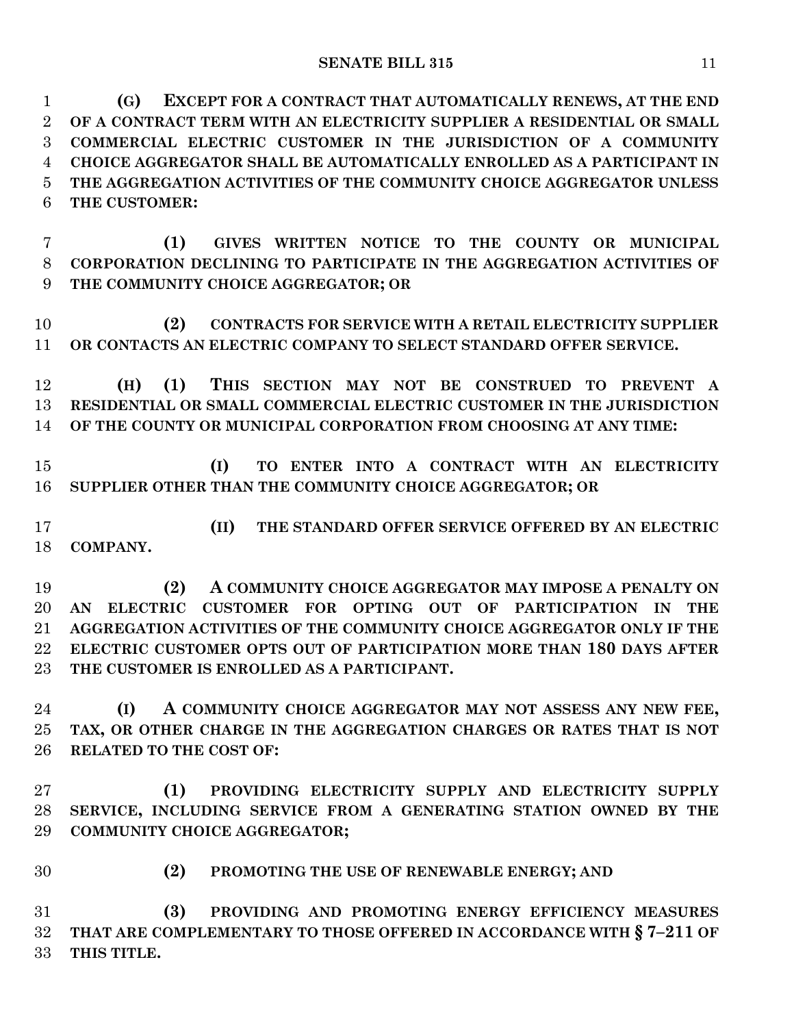**(G) EXCEPT FOR A CONTRACT THAT AUTOMATICALLY RENEWS, AT THE END OF A CONTRACT TERM WITH AN ELECTRICITY SUPPLIER A RESIDENTIAL OR SMALL COMMERCIAL ELECTRIC CUSTOMER IN THE JURISDICTION OF A COMMUNITY CHOICE AGGREGATOR SHALL BE AUTOMATICALLY ENROLLED AS A PARTICIPANT IN THE AGGREGATION ACTIVITIES OF THE COMMUNITY CHOICE AGGREGATOR UNLESS THE CUSTOMER:**

**(1) GIVES WRITTEN NOTICE TO THE COUNTY OR MUNICIPAL CORPORATION DECLINING TO PARTICIPATE IN THE AGGREGATION ACTIVITIES OF THE COMMUNITY CHOICE AGGREGATOR; OR**

**(2) CONTRACTS FOR SERVICE WITH A RETAIL ELECTRICITY SUPPLIER OR CONTACTS AN ELECTRIC COMPANY TO SELECT STANDARD OFFER SERVICE.**

**(H) (1) THIS SECTION MAY NOT BE CONSTRUED TO PREVENT A RESIDENTIAL OR SMALL COMMERCIAL ELECTRIC CUSTOMER IN THE JURISDICTION OF THE COUNTY OR MUNICIPAL CORPORATION FROM CHOOSING AT ANY TIME:**

**(I) TO ENTER INTO A CONTRACT WITH AN ELECTRICITY SUPPLIER OTHER THAN THE COMMUNITY CHOICE AGGREGATOR; OR**

**(II) THE STANDARD OFFER SERVICE OFFERED BY AN ELECTRIC COMPANY.**

**(2) A COMMUNITY CHOICE AGGREGATOR MAY IMPOSE A PENALTY ON AN ELECTRIC CUSTOMER FOR OPTING OUT OF PARTICIPATION IN THE AGGREGATION ACTIVITIES OF THE COMMUNITY CHOICE AGGREGATOR ONLY IF THE ELECTRIC CUSTOMER OPTS OUT OF PARTICIPATION MORE THAN 180 DAYS AFTER THE CUSTOMER IS ENROLLED AS A PARTICIPANT.**

**(I) A COMMUNITY CHOICE AGGREGATOR MAY NOT ASSESS ANY NEW FEE, TAX, OR OTHER CHARGE IN THE AGGREGATION CHARGES OR RATES THAT IS NOT RELATED TO THE COST OF:**

**(1) PROVIDING ELECTRICITY SUPPLY AND ELECTRICITY SUPPLY SERVICE, INCLUDING SERVICE FROM A GENERATING STATION OWNED BY THE COMMUNITY CHOICE AGGREGATOR;**

**(2) PROMOTING THE USE OF RENEWABLE ENERGY; AND**

**(3) PROVIDING AND PROMOTING ENERGY EFFICIENCY MEASURES THAT ARE COMPLEMENTARY TO THOSE OFFERED IN ACCORDANCE WITH § 7–211 OF THIS TITLE.**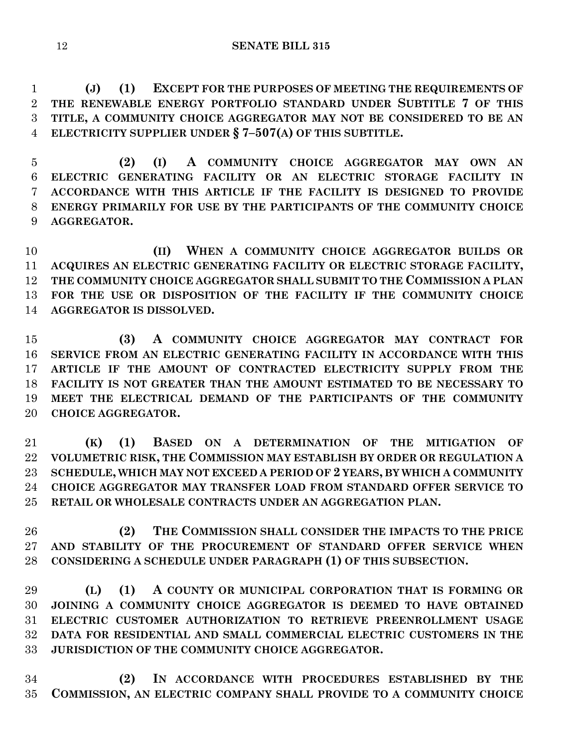**(J) (1) EXCEPT FOR THE PURPOSES OF MEETING THE REQUIREMENTS OF THE RENEWABLE ENERGY PORTFOLIO STANDARD UNDER SUBTITLE 7 OF THIS TITLE, A COMMUNITY CHOICE AGGREGATOR MAY NOT BE CONSIDERED TO BE AN ELECTRICITY SUPPLIER UNDER § 7–507(A) OF THIS SUBTITLE.**

**(2) (I) A COMMUNITY CHOICE AGGREGATOR MAY OWN AN ELECTRIC GENERATING FACILITY OR AN ELECTRIC STORAGE FACILITY IN ACCORDANCE WITH THIS ARTICLE IF THE FACILITY IS DESIGNED TO PROVIDE ENERGY PRIMARILY FOR USE BY THE PARTICIPANTS OF THE COMMUNITY CHOICE AGGREGATOR.**

**(II) WHEN A COMMUNITY CHOICE AGGREGATOR BUILDS OR ACQUIRES AN ELECTRIC GENERATING FACILITY OR ELECTRIC STORAGE FACILITY, THE COMMUNITY CHOICE AGGREGATOR SHALL SUBMIT TO THE COMMISSION A PLAN FOR THE USE OR DISPOSITION OF THE FACILITY IF THE COMMUNITY CHOICE AGGREGATOR IS DISSOLVED.**

**(3) A COMMUNITY CHOICE AGGREGATOR MAY CONTRACT FOR SERVICE FROM AN ELECTRIC GENERATING FACILITY IN ACCORDANCE WITH THIS ARTICLE IF THE AMOUNT OF CONTRACTED ELECTRICITY SUPPLY FROM THE FACILITY IS NOT GREATER THAN THE AMOUNT ESTIMATED TO BE NECESSARY TO MEET THE ELECTRICAL DEMAND OF THE PARTICIPANTS OF THE COMMUNITY CHOICE AGGREGATOR.**

**(K) (1) BASED ON A DETERMINATION OF THE MITIGATION OF VOLUMETRIC RISK, THE COMMISSION MAY ESTABLISH BY ORDER OR REGULATION A SCHEDULE, WHICH MAY NOT EXCEED A PERIOD OF 2 YEARS, BY WHICH A COMMUNITY CHOICE AGGREGATOR MAY TRANSFER LOAD FROM STANDARD OFFER SERVICE TO RETAIL OR WHOLESALE CONTRACTS UNDER AN AGGREGATION PLAN.**

**(2) THE COMMISSION SHALL CONSIDER THE IMPACTS TO THE PRICE AND STABILITY OF THE PROCUREMENT OF STANDARD OFFER SERVICE WHEN CONSIDERING A SCHEDULE UNDER PARAGRAPH (1) OF THIS SUBSECTION.**

**(L) (1) A COUNTY OR MUNICIPAL CORPORATION THAT IS FORMING OR JOINING A COMMUNITY CHOICE AGGREGATOR IS DEEMED TO HAVE OBTAINED ELECTRIC CUSTOMER AUTHORIZATION TO RETRIEVE PREENROLLMENT USAGE DATA FOR RESIDENTIAL AND SMALL COMMERCIAL ELECTRIC CUSTOMERS IN THE JURISDICTION OF THE COMMUNITY CHOICE AGGREGATOR.**

**(2) IN ACCORDANCE WITH PROCEDURES ESTABLISHED BY THE COMMISSION, AN ELECTRIC COMPANY SHALL PROVIDE TO A COMMUNITY CHOICE**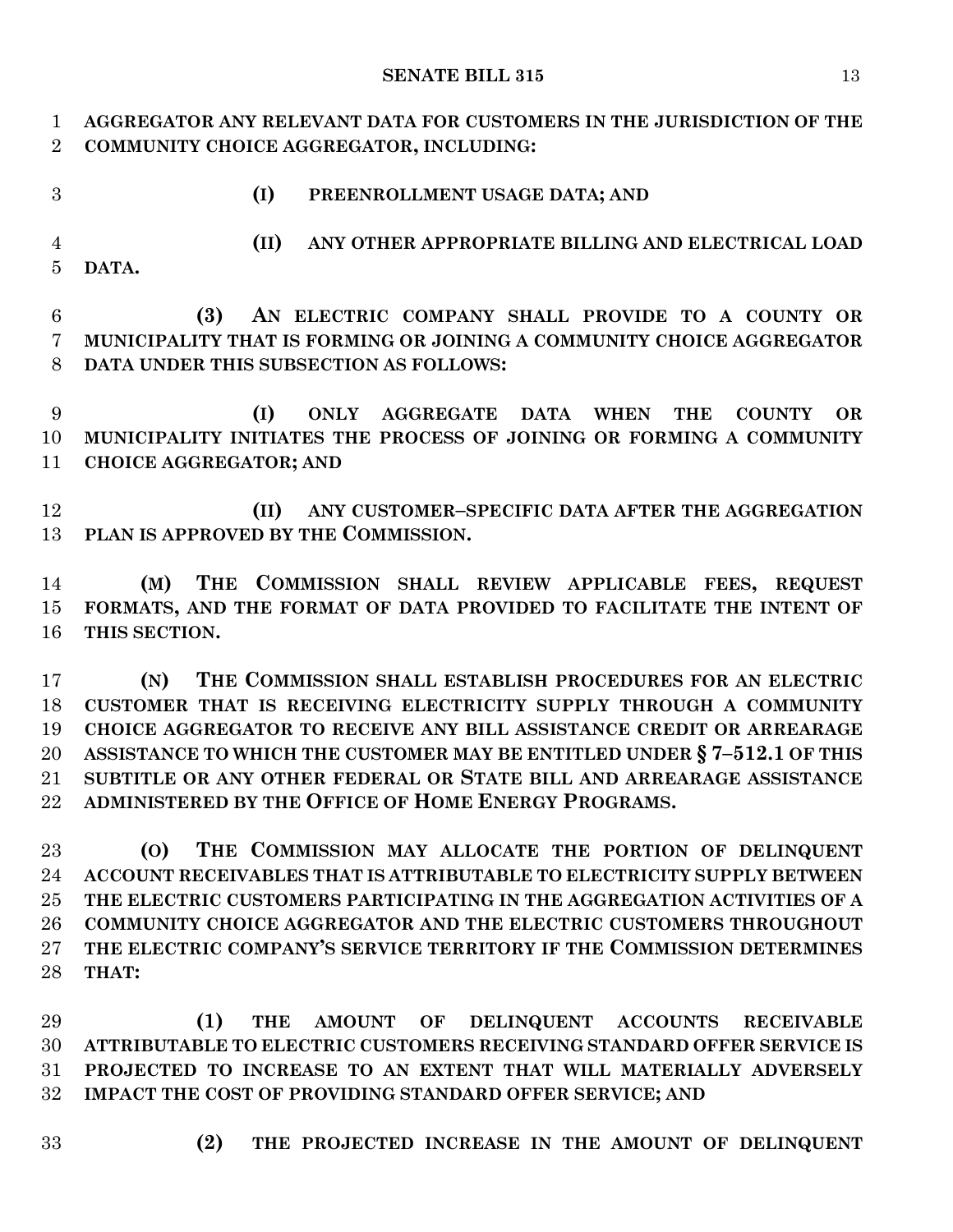**AGGREGATOR ANY RELEVANT DATA FOR CUSTOMERS IN THE JURISDICTION OF THE COMMUNITY CHOICE AGGREGATOR, INCLUDING:**

**(I) PREENROLLMENT USAGE DATA; AND**

**(II) ANY OTHER APPROPRIATE BILLING AND ELECTRICAL LOAD DATA.**

**(3) AN ELECTRIC COMPANY SHALL PROVIDE TO A COUNTY OR MUNICIPALITY THAT IS FORMING OR JOINING A COMMUNITY CHOICE AGGREGATOR DATA UNDER THIS SUBSECTION AS FOLLOWS:**

**(I) ONLY AGGREGATE DATA WHEN THE COUNTY OR MUNICIPALITY INITIATES THE PROCESS OF JOINING OR FORMING A COMMUNITY CHOICE AGGREGATOR; AND**

**(II) ANY CUSTOMER–SPECIFIC DATA AFTER THE AGGREGATION PLAN IS APPROVED BY THE COMMISSION.**

**(M) THE COMMISSION SHALL REVIEW APPLICABLE FEES, REQUEST FORMATS, AND THE FORMAT OF DATA PROVIDED TO FACILITATE THE INTENT OF THIS SECTION.**

**(N) THE COMMISSION SHALL ESTABLISH PROCEDURES FOR AN ELECTRIC CUSTOMER THAT IS RECEIVING ELECTRICITY SUPPLY THROUGH A COMMUNITY CHOICE AGGREGATOR TO RECEIVE ANY BILL ASSISTANCE CREDIT OR ARREARAGE ASSISTANCE TO WHICH THE CUSTOMER MAY BE ENTITLED UNDER § 7–512.1 OF THIS SUBTITLE OR ANY OTHER FEDERAL OR STATE BILL AND ARREARAGE ASSISTANCE ADMINISTERED BY THE OFFICE OF HOME ENERGY PROGRAMS.**

**(O) THE COMMISSION MAY ALLOCATE THE PORTION OF DELINQUENT ACCOUNT RECEIVABLES THAT IS ATTRIBUTABLE TO ELECTRICITY SUPPLY BETWEEN THE ELECTRIC CUSTOMERS PARTICIPATING IN THE AGGREGATION ACTIVITIES OF A COMMUNITY CHOICE AGGREGATOR AND THE ELECTRIC CUSTOMERS THROUGHOUT THE ELECTRIC COMPANY'S SERVICE TERRITORY IF THE COMMISSION DETERMINES THAT:**

**(1) THE AMOUNT OF DELINQUENT ACCOUNTS RECEIVABLE ATTRIBUTABLE TO ELECTRIC CUSTOMERS RECEIVING STANDARD OFFER SERVICE IS PROJECTED TO INCREASE TO AN EXTENT THAT WILL MATERIALLY ADVERSELY IMPACT THE COST OF PROVIDING STANDARD OFFER SERVICE; AND**

**(2) THE PROJECTED INCREASE IN THE AMOUNT OF DELINQUENT**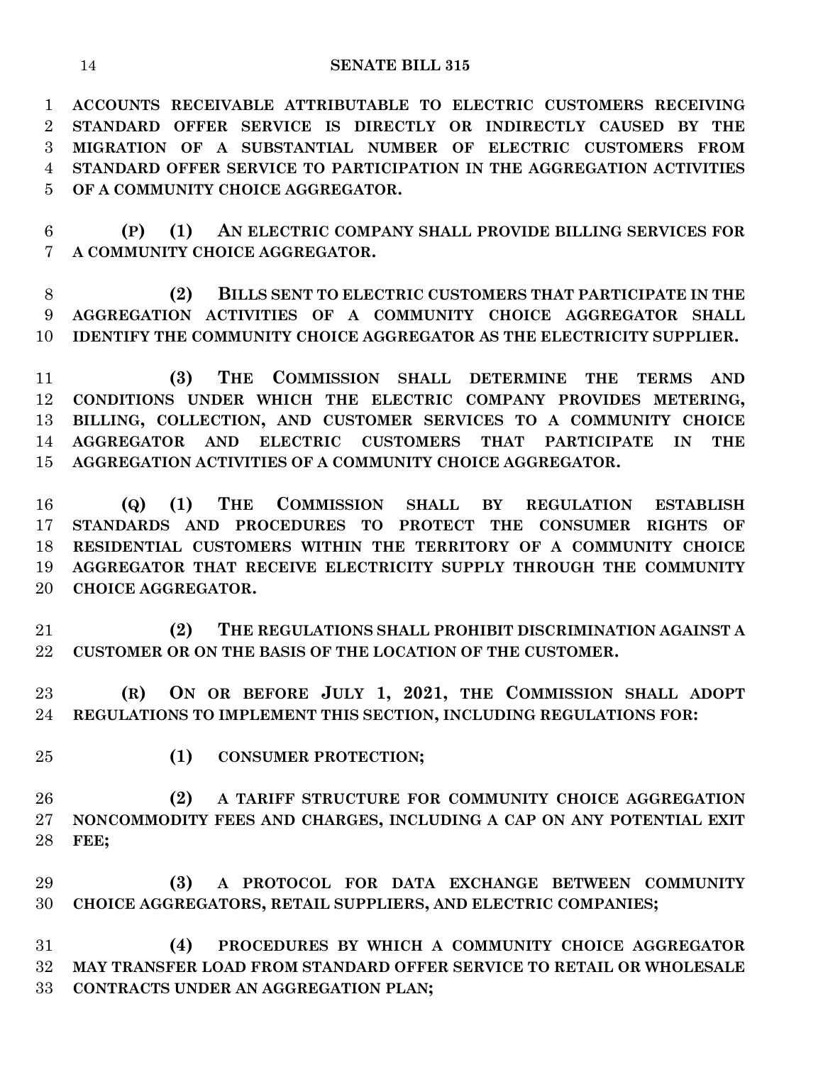**ACCOUNTS RECEIVABLE ATTRIBUTABLE TO ELECTRIC CUSTOMERS RECEIVING STANDARD OFFER SERVICE IS DIRECTLY OR INDIRECTLY CAUSED BY THE MIGRATION OF A SUBSTANTIAL NUMBER OF ELECTRIC CUSTOMERS FROM STANDARD OFFER SERVICE TO PARTICIPATION IN THE AGGREGATION ACTIVITIES OF A COMMUNITY CHOICE AGGREGATOR.**

**(P) (1) AN ELECTRIC COMPANY SHALL PROVIDE BILLING SERVICES FOR A COMMUNITY CHOICE AGGREGATOR.**

**(2) BILLS SENT TO ELECTRIC CUSTOMERS THAT PARTICIPATE IN THE AGGREGATION ACTIVITIES OF A COMMUNITY CHOICE AGGREGATOR SHALL IDENTIFY THE COMMUNITY CHOICE AGGREGATOR AS THE ELECTRICITY SUPPLIER.**

**(3) THE COMMISSION SHALL DETERMINE THE TERMS AND CONDITIONS UNDER WHICH THE ELECTRIC COMPANY PROVIDES METERING, BILLING, COLLECTION, AND CUSTOMER SERVICES TO A COMMUNITY CHOICE AGGREGATOR AND ELECTRIC CUSTOMERS THAT PARTICIPATE IN THE AGGREGATION ACTIVITIES OF A COMMUNITY CHOICE AGGREGATOR.**

**(Q) (1) THE COMMISSION SHALL BY REGULATION ESTABLISH STANDARDS AND PROCEDURES TO PROTECT THE CONSUMER RIGHTS OF RESIDENTIAL CUSTOMERS WITHIN THE TERRITORY OF A COMMUNITY CHOICE AGGREGATOR THAT RECEIVE ELECTRICITY SUPPLY THROUGH THE COMMUNITY CHOICE AGGREGATOR.**

**(2) THE REGULATIONS SHALL PROHIBIT DISCRIMINATION AGAINST A CUSTOMER OR ON THE BASIS OF THE LOCATION OF THE CUSTOMER.**

**(R) ON OR BEFORE JULY 1, 2021, THE COMMISSION SHALL ADOPT REGULATIONS TO IMPLEMENT THIS SECTION, INCLUDING REGULATIONS FOR:**

**(1) CONSUMER PROTECTION;**

**(2) A TARIFF STRUCTURE FOR COMMUNITY CHOICE AGGREGATION NONCOMMODITY FEES AND CHARGES, INCLUDING A CAP ON ANY POTENTIAL EXIT FEE;**

**(3) A PROTOCOL FOR DATA EXCHANGE BETWEEN COMMUNITY CHOICE AGGREGATORS, RETAIL SUPPLIERS, AND ELECTRIC COMPANIES;**

**(4) PROCEDURES BY WHICH A COMMUNITY CHOICE AGGREGATOR MAY TRANSFER LOAD FROM STANDARD OFFER SERVICE TO RETAIL OR WHOLESALE CONTRACTS UNDER AN AGGREGATION PLAN;**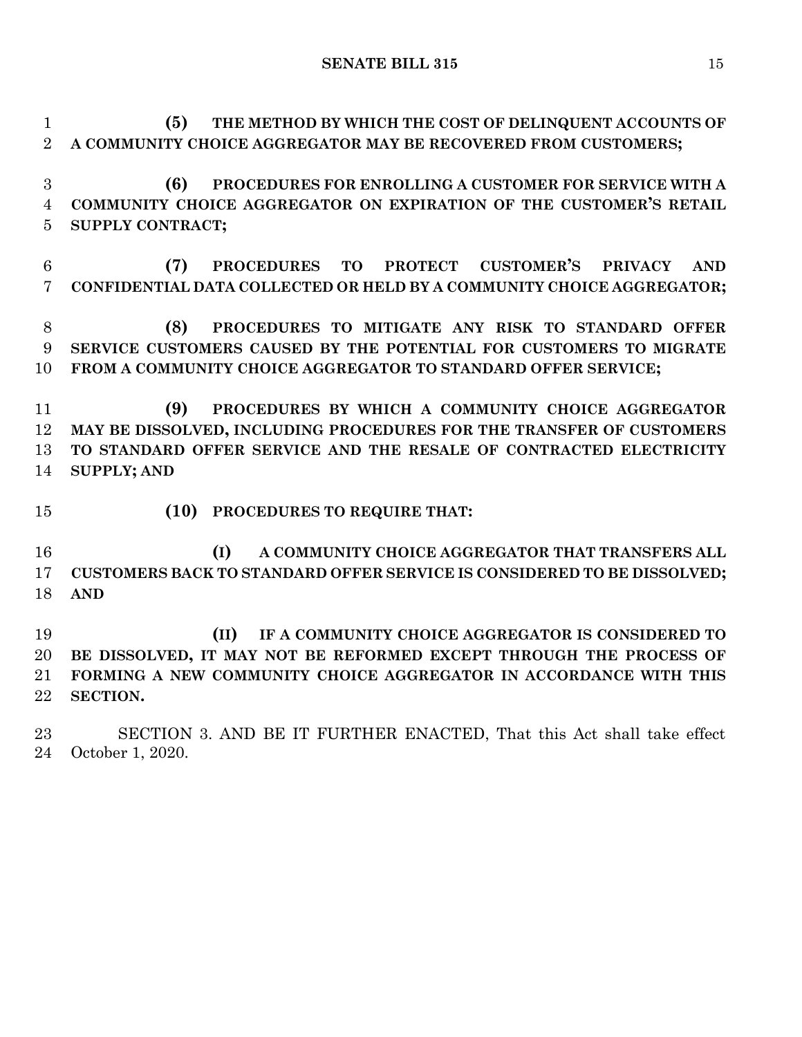**(5) THE METHOD BY WHICH THE COST OF DELINQUENT ACCOUNTS OF A COMMUNITY CHOICE AGGREGATOR MAY BE RECOVERED FROM CUSTOMERS;**

**(6) PROCEDURES FOR ENROLLING A CUSTOMER FOR SERVICE WITH A COMMUNITY CHOICE AGGREGATOR ON EXPIRATION OF THE CUSTOMER'S RETAIL SUPPLY CONTRACT;**

**(7) PROCEDURES TO PROTECT CUSTOMER'S PRIVACY AND CONFIDENTIAL DATA COLLECTED OR HELD BY A COMMUNITY CHOICE AGGREGATOR;**

**(8) PROCEDURES TO MITIGATE ANY RISK TO STANDARD OFFER SERVICE CUSTOMERS CAUSED BY THE POTENTIAL FOR CUSTOMERS TO MIGRATE FROM A COMMUNITY CHOICE AGGREGATOR TO STANDARD OFFER SERVICE;**

**(9) PROCEDURES BY WHICH A COMMUNITY CHOICE AGGREGATOR MAY BE DISSOLVED, INCLUDING PROCEDURES FOR THE TRANSFER OF CUSTOMERS TO STANDARD OFFER SERVICE AND THE RESALE OF CONTRACTED ELECTRICITY SUPPLY; AND**

**(10) PROCEDURES TO REQUIRE THAT:**

**(I) A COMMUNITY CHOICE AGGREGATOR THAT TRANSFERS ALL CUSTOMERS BACK TO STANDARD OFFER SERVICE IS CONSIDERED TO BE DISSOLVED; AND**

**(II) IF A COMMUNITY CHOICE AGGREGATOR IS CONSIDERED TO BE DISSOLVED, IT MAY NOT BE REFORMED EXCEPT THROUGH THE PROCESS OF FORMING A NEW COMMUNITY CHOICE AGGREGATOR IN ACCORDANCE WITH THIS SECTION.**

SECTION 3. AND BE IT FURTHER ENACTED, That this Act shall take effect October 1, 2020.